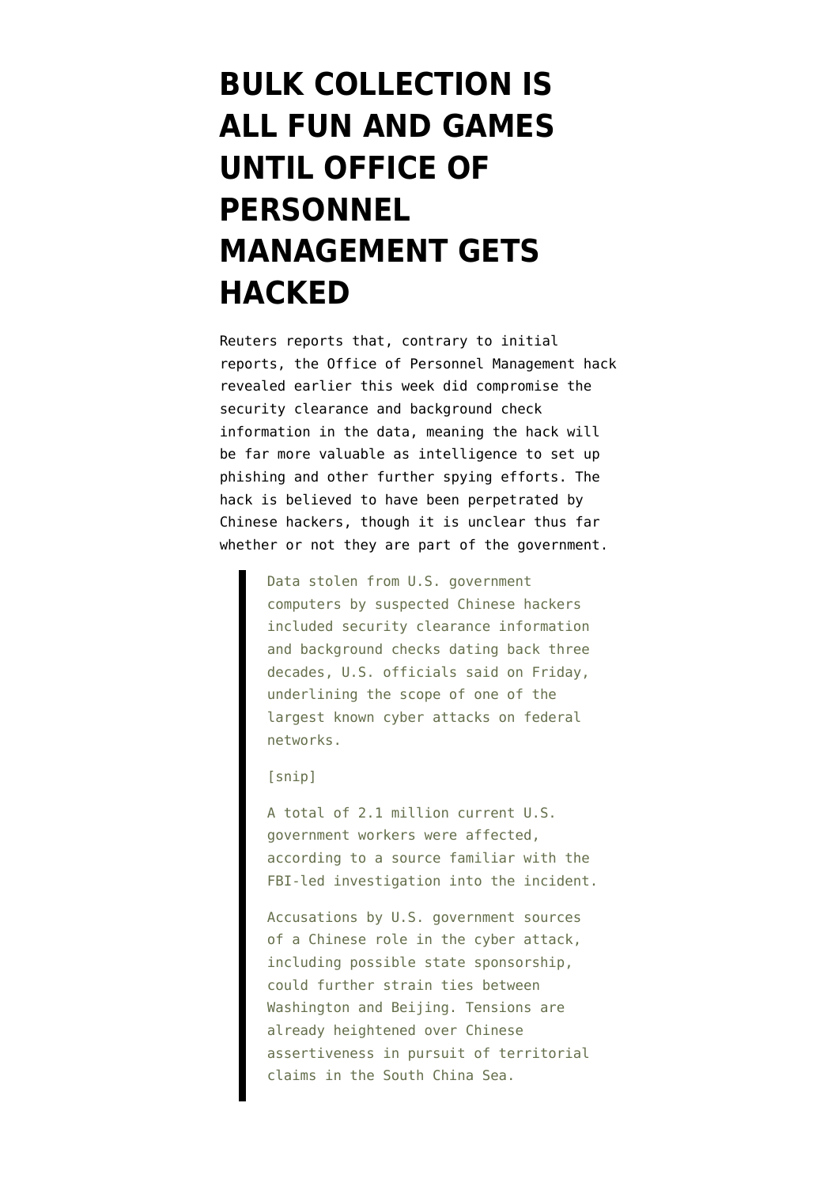# BULK COLLECTION IS ALL FUN AND GAMES UNTIL OFFICE OF PERSONNEL MANAGEMENT GETS HACKED

Reuters reports that, contrary to initial reports, the Office of Personnel Management hack revealed earlier this week did compromise the security clearance and background check information in the data, meaning the hack will be far more valuable as intelligence to set up phishing and other further spying efforts. The hack is believed to have been perpetrated by Chinese hackers, though it is unclear thus far whether or not they are part of the government.

> Data stolen from U.S. government computers by suspected Chinese hackers included security clearance information and background checks dating back three decades, U.S. officials said on Friday, underlining the scope of one of the largest known cyber attacks on federal networks.
>
> [snip]
>
> A total of 2.1 million current U.S. government workers were affected, according to a source familiar with the FBI-led investigation into the incident.
>
> Accusations by U.S. government sources of a Chinese role in the cyber attack, including possible state sponsorship, could further strain ties between Washington and Beijing. Tensions are already heightened over Chinese assertiveness in pursuit of territorial claims in the South China Sea.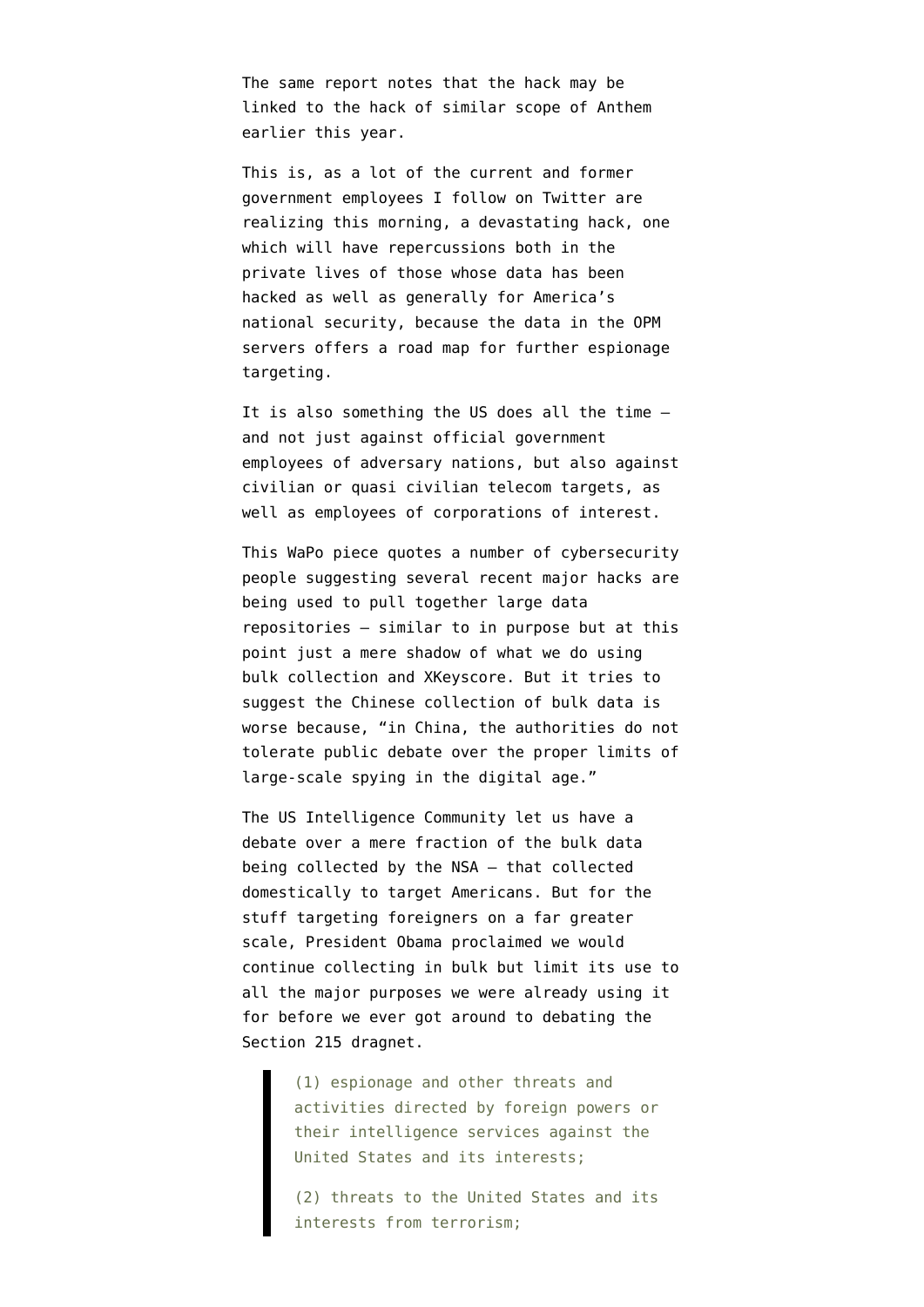The same report notes that the hack may be linked to the hack of similar scope of Anthem earlier this year.

This is, as a lot of the current and former government employees I follow on Twitter are realizing this morning, a devastating hack, one which will have repercussions both in the private lives of those whose data has been hacked as well as generally for America's national security, because the data in the OPM servers offers a road map for further espionage targeting.

It is also something the US does all the time — and not just against official government employees of adversary nations, but also against civilian or quasi civilian telecom targets, as well as employees of corporations of interest.

This WaPo piece quotes a number of cybersecurity people suggesting several recent major hacks are being used to pull together large data repositories — similar to in purpose but at this point just a mere shadow of what we do using bulk collection and XKeyscore. But it tries to suggest the Chinese collection of bulk data is worse because, "in China, the authorities do not tolerate public debate over the proper limits of large-scale spying in the digital age."

The US Intelligence Community let us have a debate over a mere fraction of the bulk data being collected by the NSA — that collected domestically to target Americans. But for the stuff targeting foreigners on a far greater scale, President Obama proclaimed we would continue collecting in bulk but limit its use to all the major purposes we were already using it for before we ever got around to debating the Section 215 dragnet.

> (1) espionage and other threats and activities directed by foreign powers or their intelligence services against the United States and its interests;
>
> (2) threats to the United States and its interests from terrorism;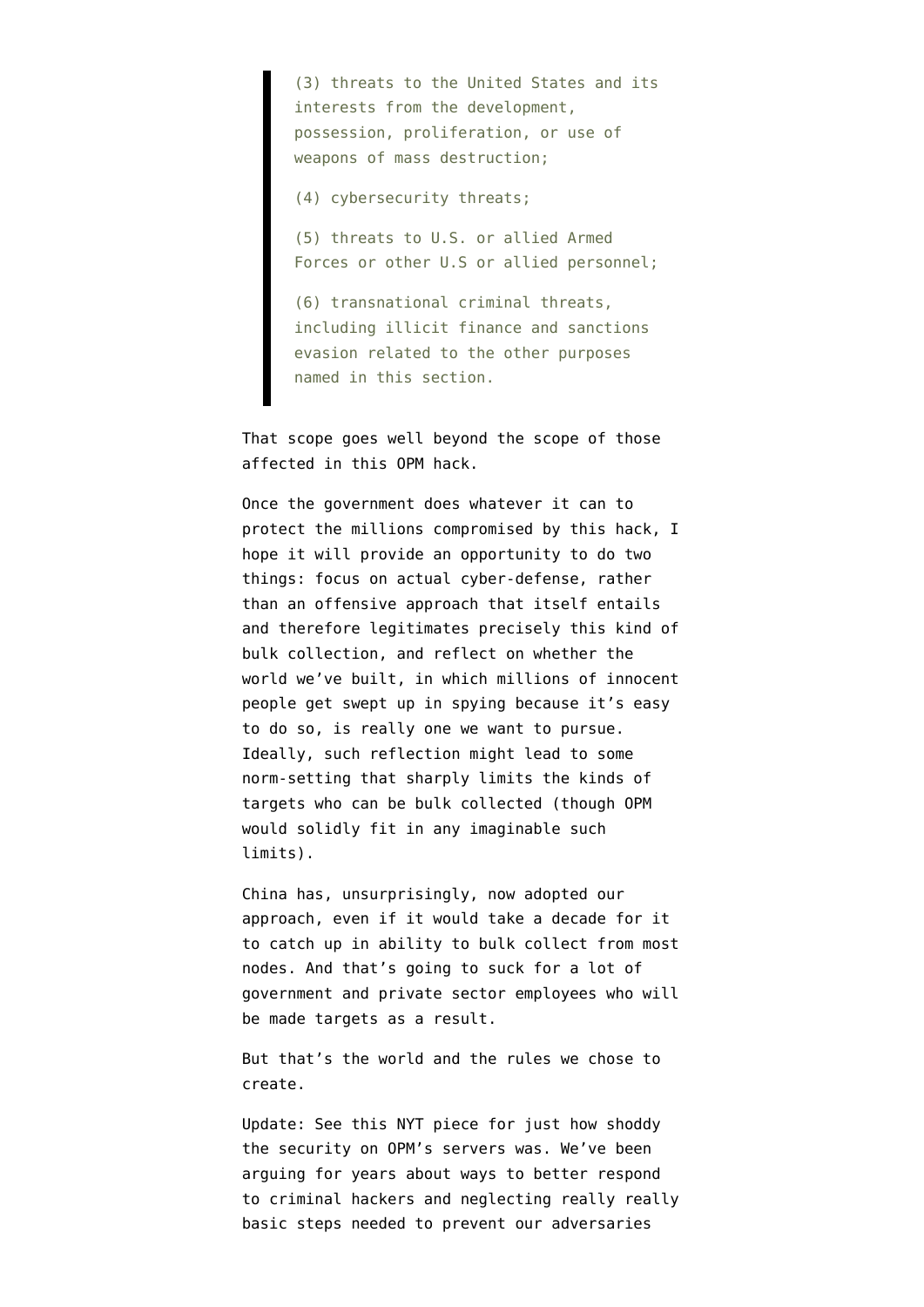> (3) threats to the United States and its interests from the development, possession, proliferation, or use of weapons of mass destruction;
>
> (4) cybersecurity threats;
>
> (5) threats to U.S. or allied Armed Forces or other U.S or allied personnel;
>
> (6) transnational criminal threats, including illicit finance and sanctions evasion related to the other purposes named in this section.

That scope goes well beyond the scope of those affected in this OPM hack.

Once the government does whatever it can to protect the millions compromised by this hack, I hope it will provide an opportunity to do two things: focus on actual cyber-defense, rather than an offensive approach that itself entails and therefore legitimates precisely this kind of bulk collection, and reflect on whether the world we've built, in which millions of innocent people get swept up in spying because it's easy to do so, is really one we want to pursue. Ideally, such reflection might lead to some norm-setting that sharply limits the kinds of targets who can be bulk collected (though OPM would solidly fit in any imaginable such limits).

China has, unsurprisingly, now adopted our approach, even if it would take a decade for it to catch up in ability to bulk collect from most nodes. And that's going to suck for a lot of government and private sector employees who will be made targets as a result.

But that's the world and the rules we chose to create.

Update: See this NYT piece for just how shoddy the security on OPM's servers was. We've been arguing for years about ways to better respond to criminal hackers and neglecting really really basic steps needed to prevent our adversaries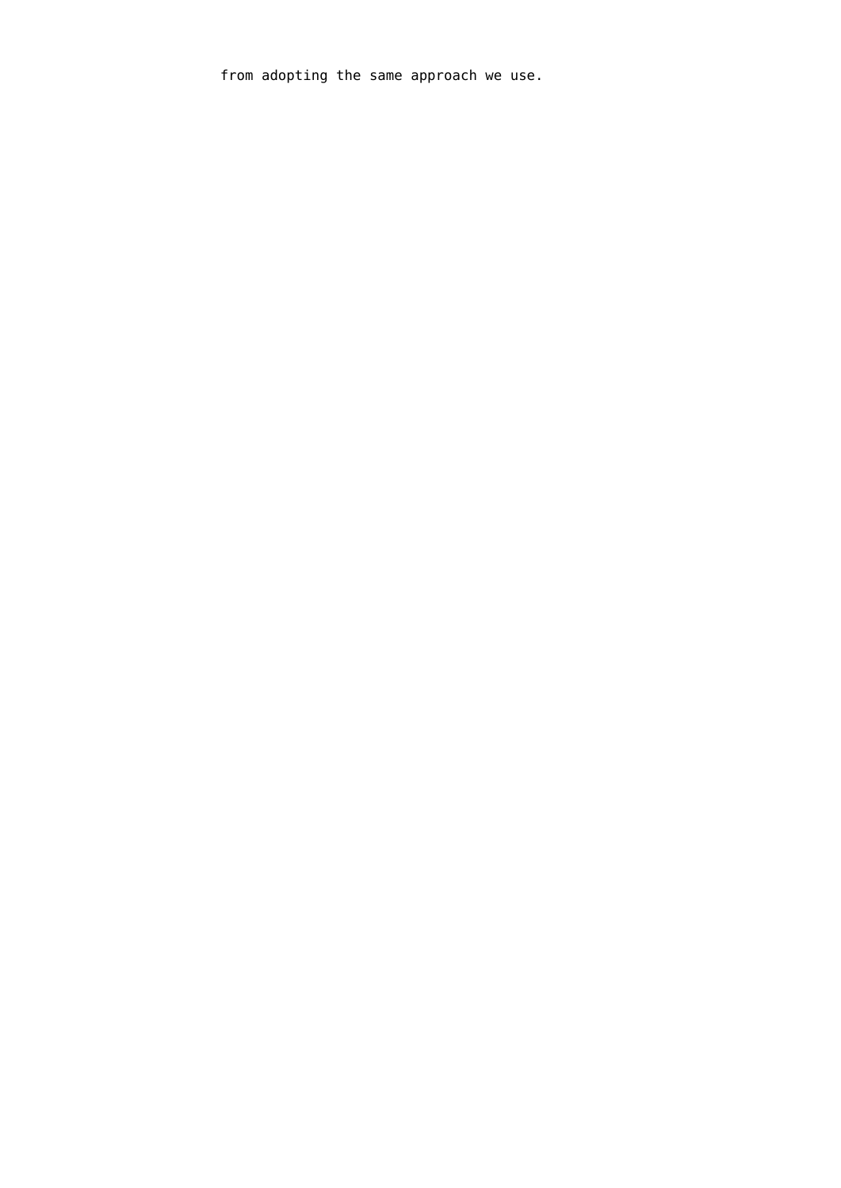from adopting the same approach we use.